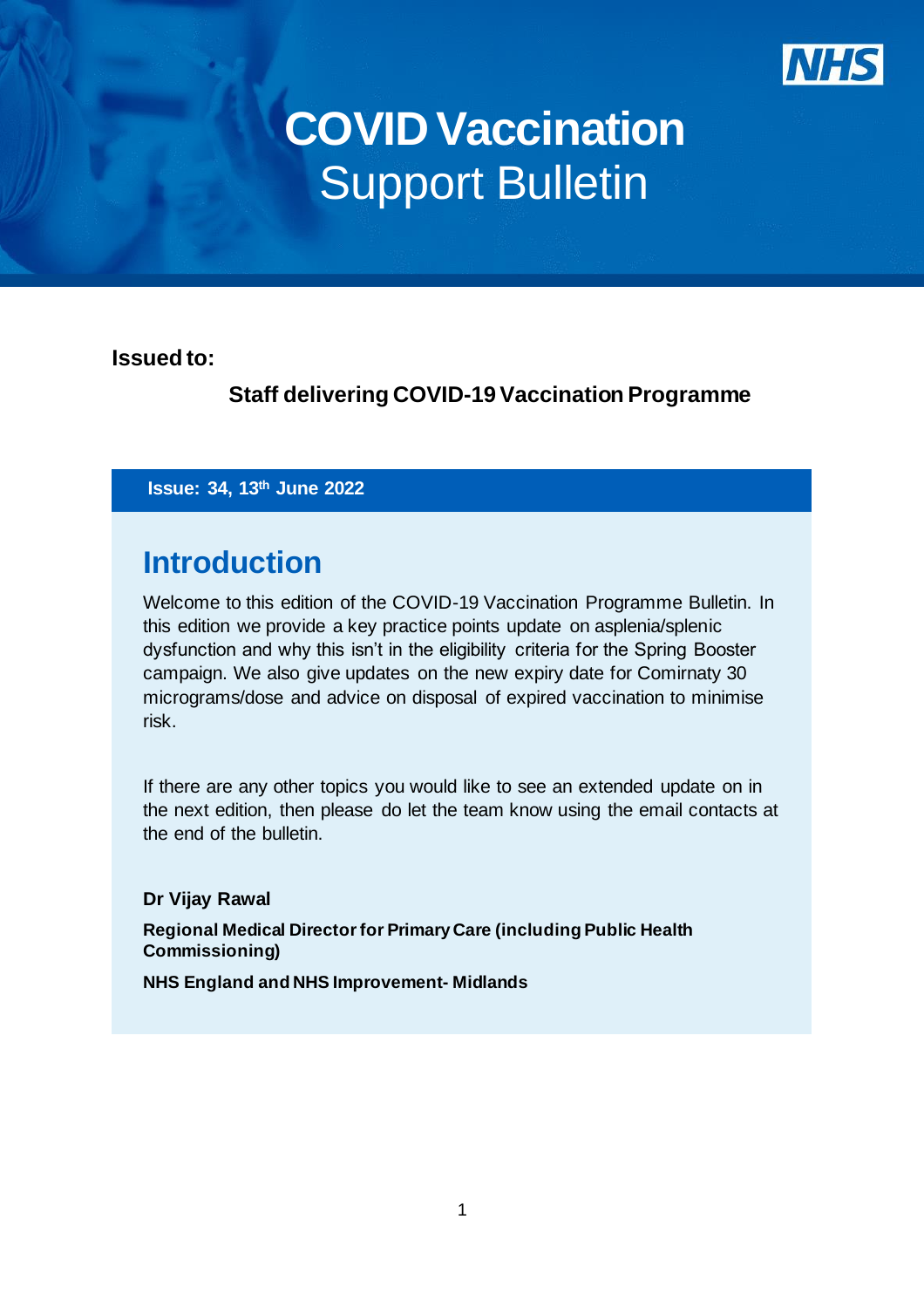# COVID Vaccination Support Bulletin

**Issued to:**

**Staff delivering COVID-19 Vaccination Programme**

**Issue: 34, 13th June 2022**

## Introduction

Welcome to this edition of the COVID-19 Vaccination Programme Bulletin. In this edition we provide a key practice points update on asplenia/splenic dysfunction and why this isn't in the eligibility criteria for the Spring Booster campaign. We also give updates on the new expiry date for Comirnaty 30 micrograms/dose and advice on disposal of expired vaccination to minimise risk.

If there are any other topics you would like to see an extended update on in the next edition, then please do let the team know using the email contacts at the end of the bulletin.

**Dr Vijay Rawal**

**Regional Medical Director for Primary Care (including Public Health Commissioning)**

**NHS England and NHS Improvement- Midlands**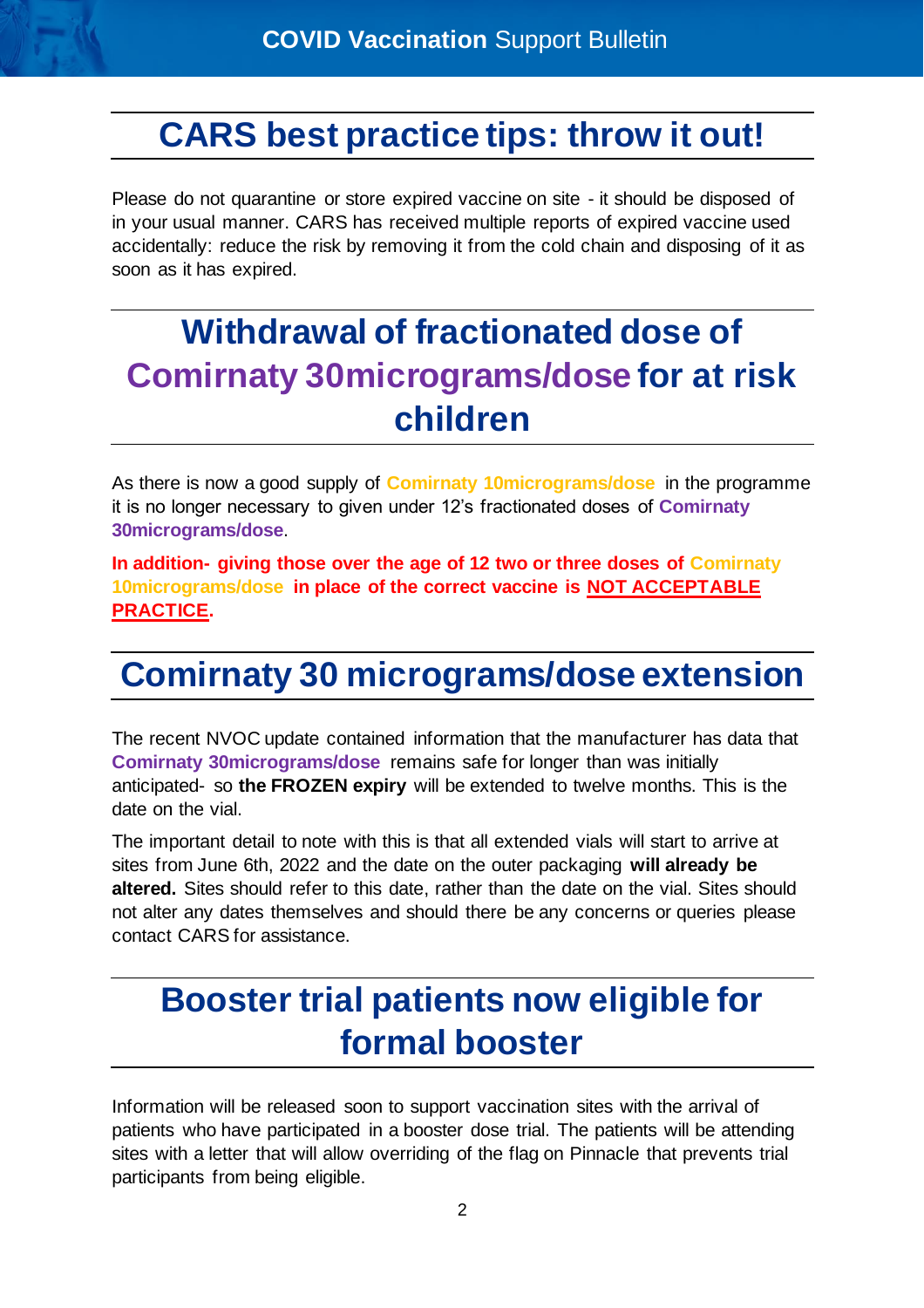## CARS best practice tips: throw it out!

Please do not quarantine or store expired vaccine on site - it should be disposed of in your usual manner. CARS has received multiple reports of expired vaccine used accidentally: reduce the risk by removing it from the cold chain and disposing of it as soon as it has expired.

## Withdrawal of fractionated dose of Comirnaty 30micrograms/dose for at risk children

As there is now a good supply of **Comirnaty 10micrograms/dose** in the programme it is no longer necessary to given under 12's fractionated doses of **Comirnaty 30micrograms/dose**.

**In addition- giving those over the age of 12 two or three doses of Comirnaty 10micrograms/dose in place of the correct vaccine is NOT ACCEPTABLE PRACTICE.**

## Comirnaty 30 micrograms/dose extension

The recent NVOC update contained information that the manufacturer has data that **Comirnaty 30micrograms/dose** remains safe for longer than was initially anticipated- so **the FROZEN expiry** will be extended to twelve months. This is the date on the vial.

The important detail to note with this is that all extended vials will start to arrive at sites from June 6th, 2022 and the date on the outer packaging **will already be altered.** Sites should refer to this date, rather than the date on the vial. Sites should not alter any dates themselves and should there be any concerns or queries please contact CARS for assistance.

## Booster trial patients now eligible for formal booster

Information will be released soon to support vaccination sites with the arrival of patients who have participated in a booster dose trial. The patients will be attending sites with a letter that will allow overriding of the flag on Pinnacle that prevents trial participants from being eligible.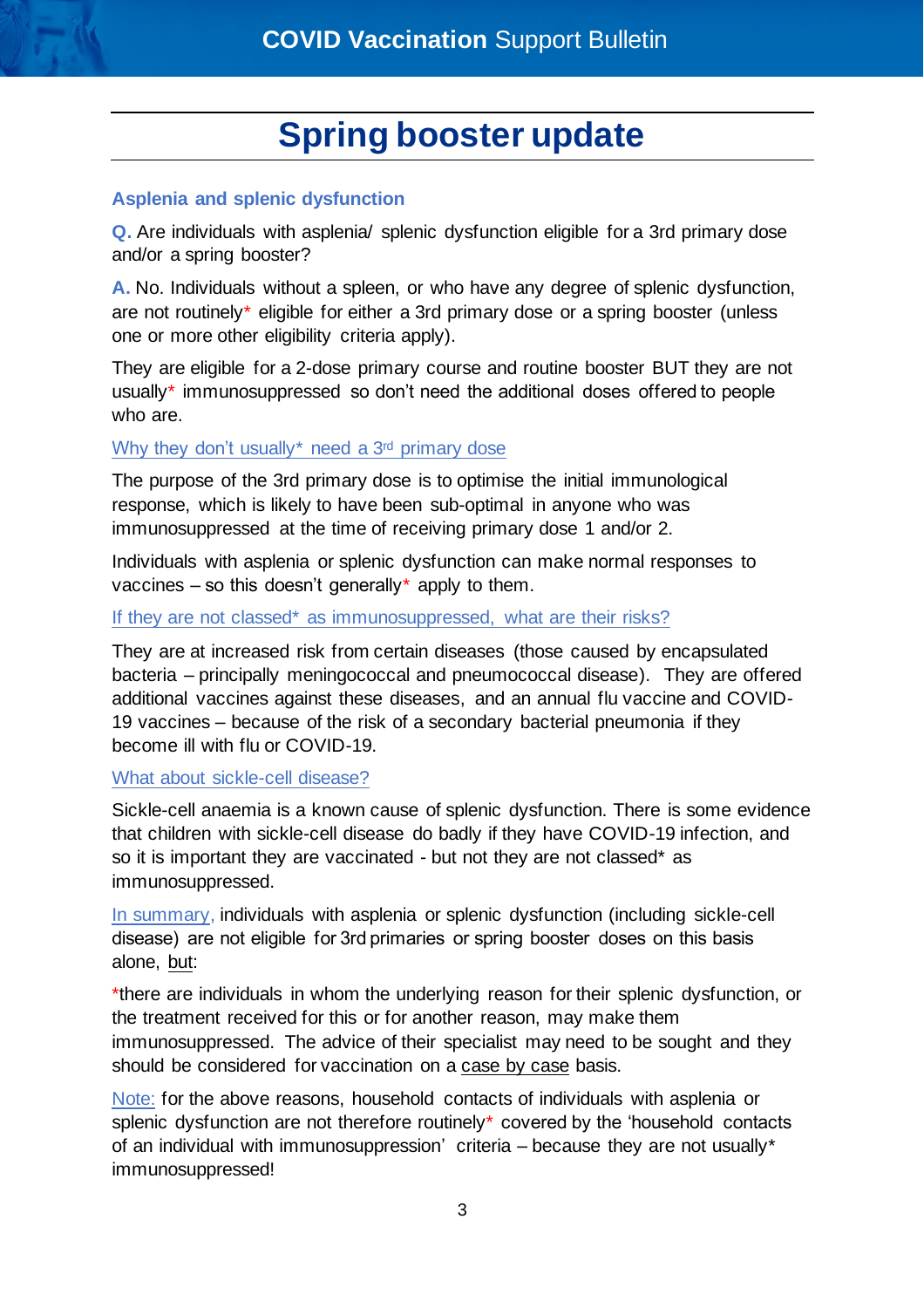# Spring booster update

### Asplenia and splenic dysfunction

**Q.** Are individuals with asplenia/ splenic dysfunction eligible for a 3rd primary dose and/or a spring booster?

**A.** No. Individuals without a spleen, or who have any degree of splenic dysfunction, are not routinely* eligible for either a 3rd primary dose or a spring booster (unless one or more other eligibility criteria apply).

They are eligible for a 2-dose primary course and routine booster BUT they are not usually* immunosuppressed so don't need the additional doses offered to people who are.

Why they don't usually* need a 3rd primary dose

The purpose of the 3rd primary dose is to optimise the initial immunological response, which is likely to have been sub-optimal in anyone who was immunosuppressed at the time of receiving primary dose 1 and/or 2.

Individuals with asplenia or splenic dysfunction can make normal responses to vaccines – so this doesn't generally* apply to them.

If they are not classed* as immunosuppressed, what are their risks?

They are at increased risk from certain diseases (those caused by encapsulated bacteria – principally meningococcal and pneumococcal disease). They are offered additional vaccines against these diseases, and an annual flu vaccine and COVID-19 vaccines – because of the risk of a secondary bacterial pneumonia if they become ill with flu or COVID-19.

What about sickle-cell disease?

Sickle-cell anaemia is a known cause of splenic dysfunction. There is some evidence that children with sickle-cell disease do badly if they have COVID-19 infection, and so it is important they are vaccinated - but not they are not classed* as immunosuppressed.

In summary, individuals with asplenia or splenic dysfunction (including sickle-cell disease) are not eligible for 3rd primaries or spring booster doses on this basis alone, but:

*there are individuals in whom the underlying reason for their splenic dysfunction, or the treatment received for this or for another reason, may make them immunosuppressed. The advice of their specialist may need to be sought and they should be considered for vaccination on a case by case basis.

Note: for the above reasons, household contacts of individuals with asplenia or splenic dysfunction are not therefore routinely* covered by the 'household contacts of an individual with immunosuppression' criteria – because they are not usually* immunosuppressed!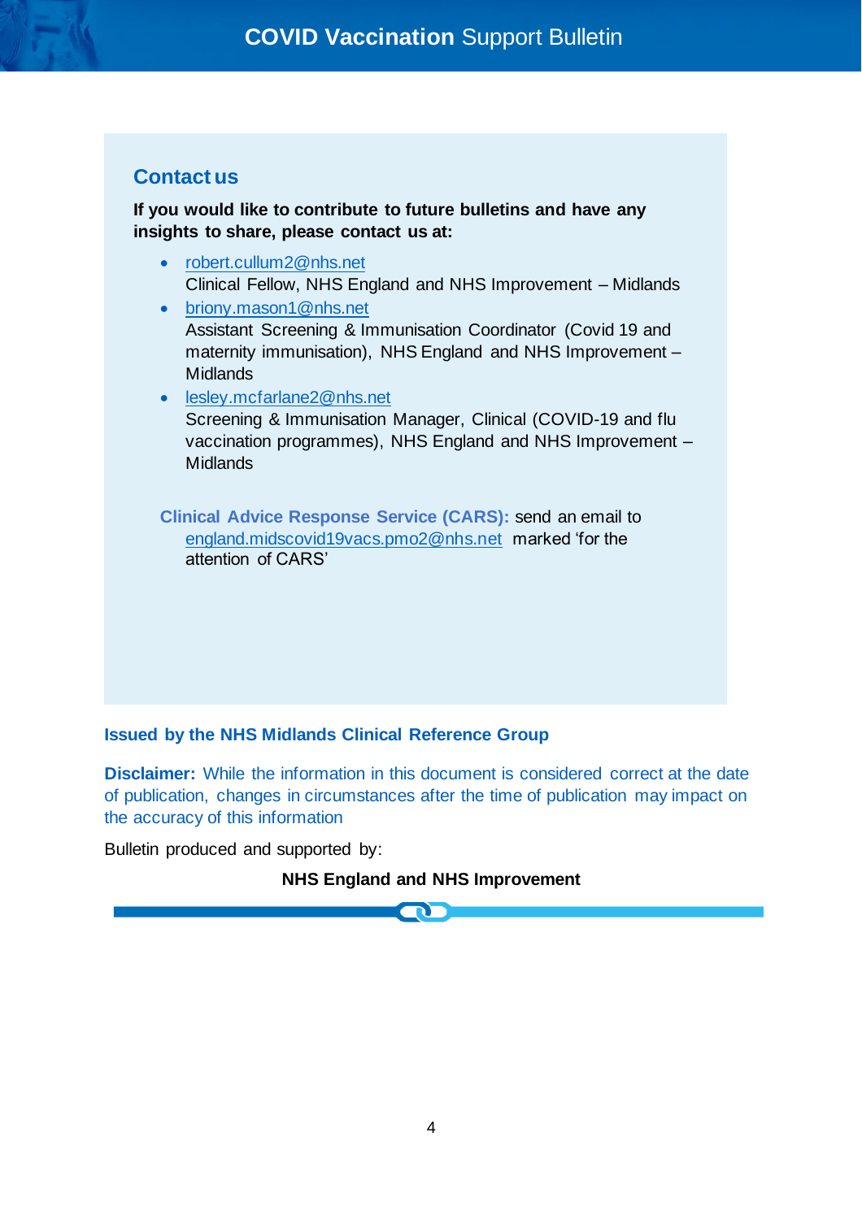## Contact us

**If you would like to contribute to future bulletins and have any insights to share, please contact us at:**

- robert.cullum2@nhs.net
  Clinical Fellow, NHS England and NHS Improvement – Midlands
- briony.mason1@nhs.net
  Assistant Screening & Immunisation Coordinator (Covid 19 and maternity immunisation), NHS England and NHS Improvement – Midlands
- lesley.mcfarlane2@nhs.net
  Screening & Immunisation Manager, Clinical (COVID-19 and flu vaccination programmes), NHS England and NHS Improvement – Midlands

**Clinical Advice Response Service (CARS):** send an email to england.midscovid19vacs.pmo2@nhs.net marked 'for the attention of CARS'

**Issued by the NHS Midlands Clinical Reference Group**

**Disclaimer:** While the information in this document is considered correct at the date of publication, changes in circumstances after the time of publication may impact on the accuracy of this information

Bulletin produced and supported by:

**NHS England and NHS Improvement**